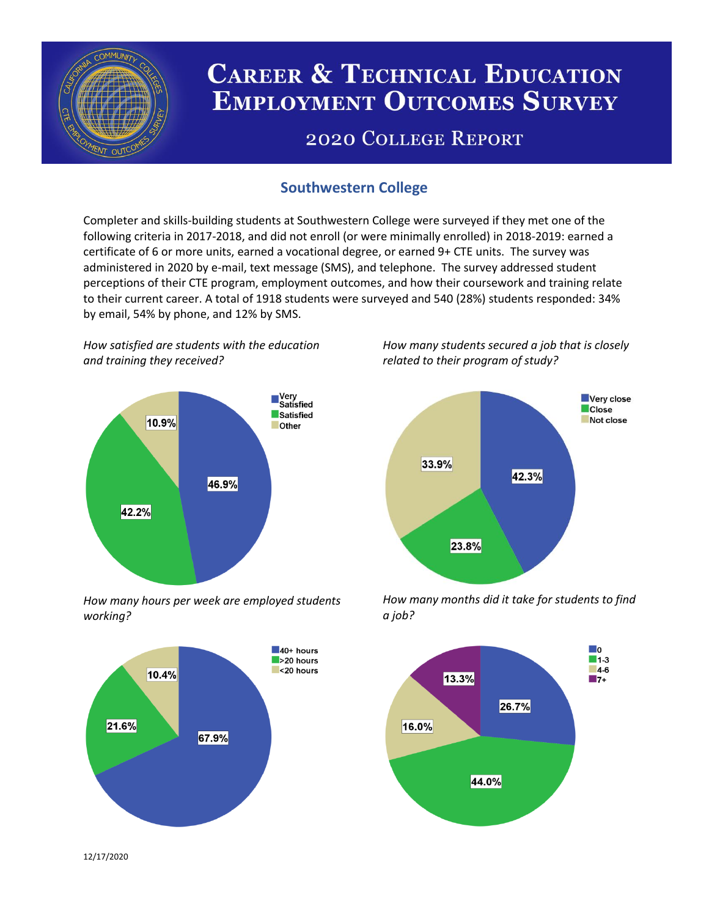# Career & Technical Education Employment Outcomes Survey

## 2020 College Report

### Southwestern College

Completer and skills-building students at Southwestern College were surveyed if they met one of the following criteria in 2017-2018, and did not enroll (or were minimally enrolled) in 2018-2019: earned a certificate of 6 or more units, earned a vocational degree, or earned 9+ CTE units. The survey was administered in 2020 by e-mail, text message (SMS), and telephone. The survey addressed student perceptions of their CTE program, employment outcomes, and how their coursework and training relate to their current career. A total of 1918 students were surveyed and 540 (28%) students responded: 34% by email, 54% by phone, and 12% by SMS.

*How satisfied are students with the education and training they received?*

| Response | Percent |
|---|---|
| Very Satisfied | 46.9% |
| Satisfied | 42.2% |
| Other | 10.9% |

*How many students secured a job that is closely related to their program of study?*

| Response | Percent |
|---|---|
| Very close | 42.3% |
| Close | 23.8% |
| Not close | 33.9% |

*How many hours per week are employed students working?*

| Response | Percent |
|---|---|
| 40+ hours | 67.9% |
| >20 hours | 21.6% |
| <20 hours | 10.4% |

*How many months did it take for students to find a job?*

| Response | Percent |
|---|---|
| 0 | 26.7% |
| 1-3 | 44.0% |
| 4-6 | 16.0% |
| 7+ | 13.3% |

12/17/2020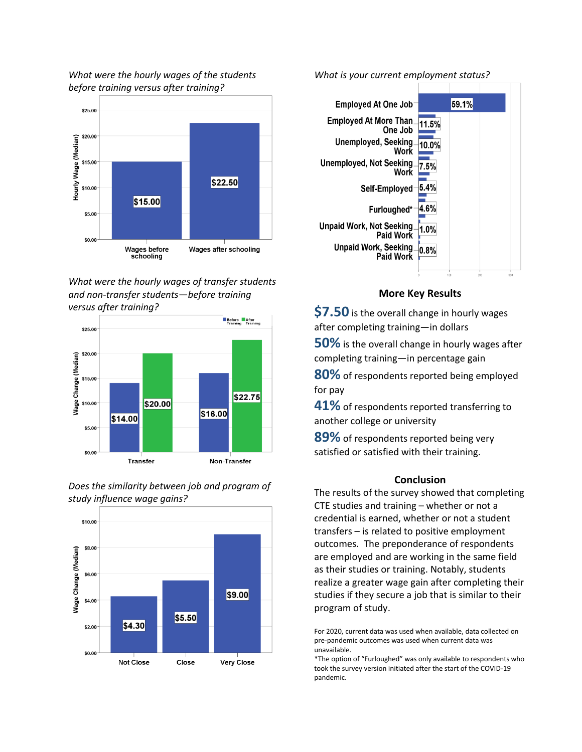*What were the hourly wages of the students before training versus after training?*

Hourly Wage (Median)

$25.00
$20.00
$15.00
$10.00
$5.00
$0.00

$15.00
$22.50

Wages before schooling
Wages after schooling

*What were the hourly wages of transfer students and non-transfer students—before training versus after training?*

Before Training
After Training

Wage Change (Median)

$25.00
$20.00
$15.00
$10.00
$5.00
$0.00

$14.00
$20.00
$16.00
$22.75

Transfer
Non-Transfer

*Does the similarity between job and program of study influence wage gains?*

Wage Change (Median)

$10.00
$8.00
$6.00
$4.00
$2.00
$0.00

$4.30
$5.50
$9.00

Not Close
Close
Very Close

*What is your current employment status?*

Employed At One Job 59.1%
Employed At More Than One Job 11.5%
Unemployed, Seeking Work 10.0%
Unemployed, Not Seeking Work 7.5%
Self-Employed 5.4%
Furloughed* 4.6%
Unpaid Work, Not Seeking Paid Work 1.0%
Unpaid Work, Seeking Paid Work 0.8%

0
100
200
300

## More Key Results

**$7.50** is the overall change in hourly wages after completing training—in dollars

**50%** is the overall change in hourly wages after completing training—in percentage gain

**80%** of respondents reported being employed for pay

**41%** of respondents reported transferring to another college or university

**89%** of respondents reported being very satisfied or satisfied with their training.

## Conclusion

The results of the survey showed that completing CTE studies and training – whether or not a credential is earned, whether or not a student transfers – is related to positive employment outcomes. The preponderance of respondents are employed and are working in the same field as their studies or training. Notably, students realize a greater wage gain after completing their studies if they secure a job that is similar to their program of study.

For 2020, current data was used when available, data collected on pre-pandemic outcomes was used when current data was unavailable.
*The option of "Furloughed" was only available to respondents who took the survey version initiated after the start of the COVID-19 pandemic.